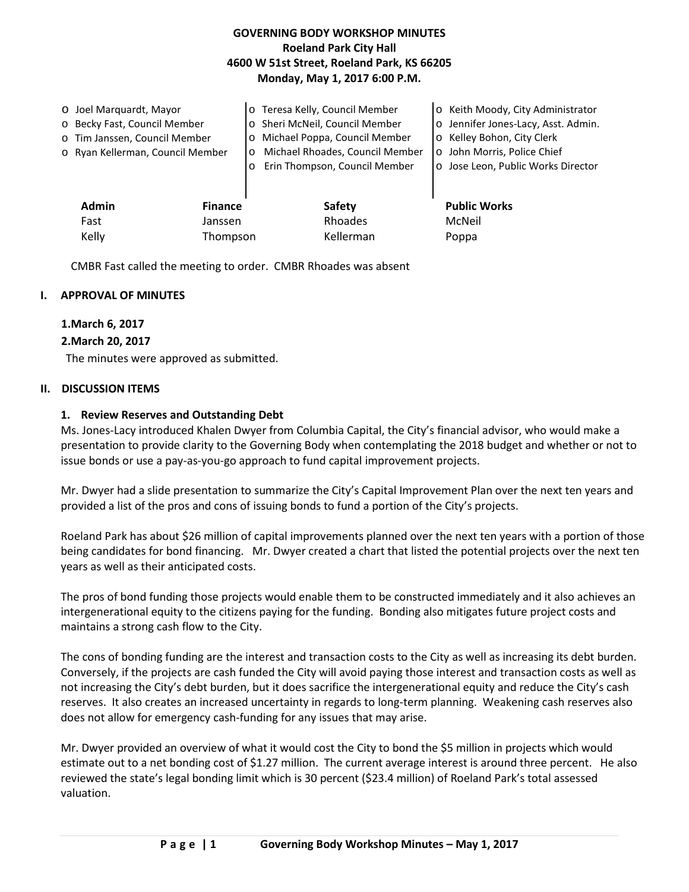# GOVERNING BODY WORKSHOP MINUTES

**Roeland Park City Hall**
**4600 W 51st Street, Roeland Park, KS 66205**
**Monday, May 1, 2017 6:00 P.M.**

- Joel Marquardt, Mayor
- Becky Fast, Council Member
- Tim Janssen, Council Member
- Ryan Kellerman, Council Member
- Teresa Kelly, Council Member
- Sheri McNeil, Council Member
- Michael Poppa, Council Member
- Michael Rhoades, Council Member
- Erin Thompson, Council Member
- Keith Moody, City Administrator
- Jennifer Jones-Lacy, Asst. Admin.
- Kelley Bohon, City Clerk
- John Morris, Police Chief
- Jose Leon, Public Works Director

| Admin | Finance | Safety | Public Works |
|---|---|---|---|
| Fast | Janssen | Rhoades | McNeil |
| Kelly | Thompson | Kellerman | Poppa |

CMBR Fast called the meeting to order. CMBR Rhoades was absent

## I. APPROVAL OF MINUTES

**1. March 6, 2017**

**2. March 20, 2017**

The minutes were approved as submitted.

## II. DISCUSSION ITEMS

### 1. Review Reserves and Outstanding Debt

Ms. Jones-Lacy introduced Khalen Dwyer from Columbia Capital, the City's financial advisor, who would make a presentation to provide clarity to the Governing Body when contemplating the 2018 budget and whether or not to issue bonds or use a pay-as-you-go approach to fund capital improvement projects.

Mr. Dwyer had a slide presentation to summarize the City's Capital Improvement Plan over the next ten years and provided a list of the pros and cons of issuing bonds to fund a portion of the City's projects.

Roeland Park has about $26 million of capital improvements planned over the next ten years with a portion of those being candidates for bond financing. Mr. Dwyer created a chart that listed the potential projects over the next ten years as well as their anticipated costs.

The pros of bond funding those projects would enable them to be constructed immediately and it also achieves an intergenerational equity to the citizens paying for the funding. Bonding also mitigates future project costs and maintains a strong cash flow to the City.

The cons of bonding funding are the interest and transaction costs to the City as well as increasing its debt burden. Conversely, if the projects are cash funded the City will avoid paying those interest and transaction costs as well as not increasing the City's debt burden, but it does sacrifice the intergenerational equity and reduce the City's cash reserves. It also creates an increased uncertainty in regards to long-term planning. Weakening cash reserves also does not allow for emergency cash-funding for any issues that may arise.

Mr. Dwyer provided an overview of what it would cost the City to bond the $5 million in projects which would estimate out to a net bonding cost of $1.27 million. The current average interest is around three percent. He also reviewed the state's legal bonding limit which is 30 percent ($23.4 million) of Roeland Park's total assessed valuation.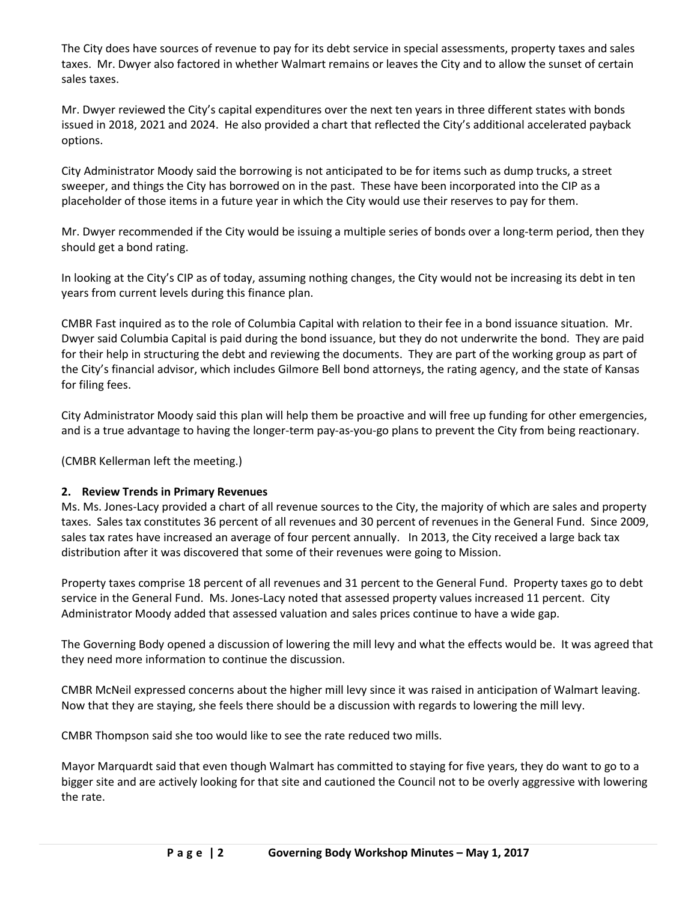The City does have sources of revenue to pay for its debt service in special assessments, property taxes and sales taxes. Mr. Dwyer also factored in whether Walmart remains or leaves the City and to allow the sunset of certain sales taxes.

Mr. Dwyer reviewed the City's capital expenditures over the next ten years in three different states with bonds issued in 2018, 2021 and 2024. He also provided a chart that reflected the City's additional accelerated payback options.

City Administrator Moody said the borrowing is not anticipated to be for items such as dump trucks, a street sweeper, and things the City has borrowed on in the past. These have been incorporated into the CIP as a placeholder of those items in a future year in which the City would use their reserves to pay for them.

Mr. Dwyer recommended if the City would be issuing a multiple series of bonds over a long-term period, then they should get a bond rating.

In looking at the City's CIP as of today, assuming nothing changes, the City would not be increasing its debt in ten years from current levels during this finance plan.

CMBR Fast inquired as to the role of Columbia Capital with relation to their fee in a bond issuance situation. Mr. Dwyer said Columbia Capital is paid during the bond issuance, but they do not underwrite the bond. They are paid for their help in structuring the debt and reviewing the documents. They are part of the working group as part of the City's financial advisor, which includes Gilmore Bell bond attorneys, the rating agency, and the state of Kansas for filing fees.

City Administrator Moody said this plan will help them be proactive and will free up funding for other emergencies, and is a true advantage to having the longer-term pay-as-you-go plans to prevent the City from being reactionary.

(CMBR Kellerman left the meeting.)

**2. Review Trends in Primary Revenues**

Ms. Ms. Jones-Lacy provided a chart of all revenue sources to the City, the majority of which are sales and property taxes. Sales tax constitutes 36 percent of all revenues and 30 percent of revenues in the General Fund. Since 2009, sales tax rates have increased an average of four percent annually. In 2013, the City received a large back tax distribution after it was discovered that some of their revenues were going to Mission.

Property taxes comprise 18 percent of all revenues and 31 percent to the General Fund. Property taxes go to debt service in the General Fund. Ms. Jones-Lacy noted that assessed property values increased 11 percent. City Administrator Moody added that assessed valuation and sales prices continue to have a wide gap.

The Governing Body opened a discussion of lowering the mill levy and what the effects would be. It was agreed that they need more information to continue the discussion.

CMBR McNeil expressed concerns about the higher mill levy since it was raised in anticipation of Walmart leaving. Now that they are staying, she feels there should be a discussion with regards to lowering the mill levy.

CMBR Thompson said she too would like to see the rate reduced two mills.

Mayor Marquardt said that even though Walmart has committed to staying for five years, they do want to go to a bigger site and are actively looking for that site and cautioned the Council not to be overly aggressive with lowering the rate.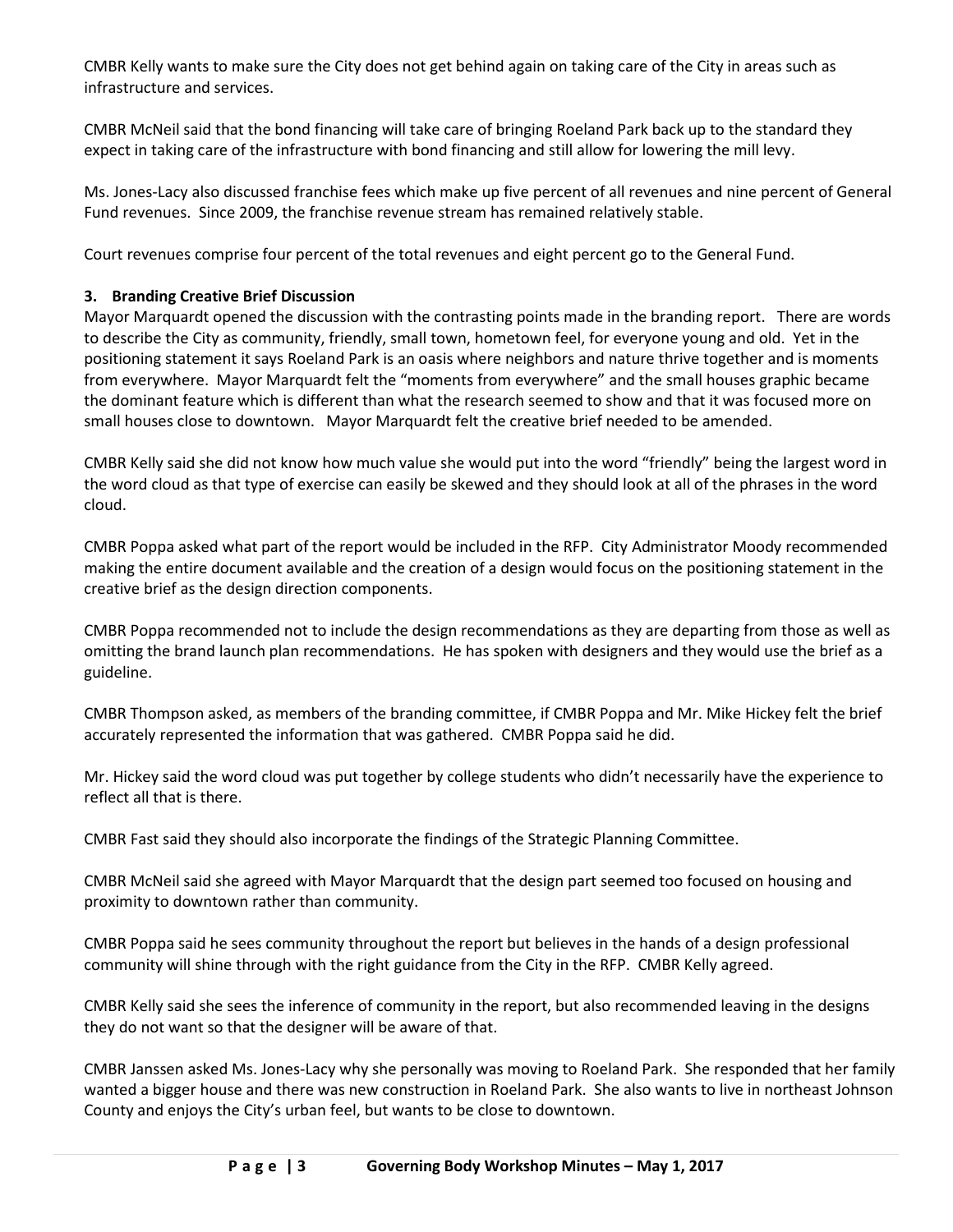CMBR Kelly wants to make sure the City does not get behind again on taking care of the City in areas such as infrastructure and services.

CMBR McNeil said that the bond financing will take care of bringing Roeland Park back up to the standard they expect in taking care of the infrastructure with bond financing and still allow for lowering the mill levy.

Ms. Jones-Lacy also discussed franchise fees which make up five percent of all revenues and nine percent of General Fund revenues. Since 2009, the franchise revenue stream has remained relatively stable.

Court revenues comprise four percent of the total revenues and eight percent go to the General Fund.

### 3. Branding Creative Brief Discussion

Mayor Marquardt opened the discussion with the contrasting points made in the branding report. There are words to describe the City as community, friendly, small town, hometown feel, for everyone young and old. Yet in the positioning statement it says Roeland Park is an oasis where neighbors and nature thrive together and is moments from everywhere. Mayor Marquardt felt the "moments from everywhere" and the small houses graphic became the dominant feature which is different than what the research seemed to show and that it was focused more on small houses close to downtown. Mayor Marquardt felt the creative brief needed to be amended.

CMBR Kelly said she did not know how much value she would put into the word "friendly" being the largest word in the word cloud as that type of exercise can easily be skewed and they should look at all of the phrases in the word cloud.

CMBR Poppa asked what part of the report would be included in the RFP. City Administrator Moody recommended making the entire document available and the creation of a design would focus on the positioning statement in the creative brief as the design direction components.

CMBR Poppa recommended not to include the design recommendations as they are departing from those as well as omitting the brand launch plan recommendations. He has spoken with designers and they would use the brief as a guideline.

CMBR Thompson asked, as members of the branding committee, if CMBR Poppa and Mr. Mike Hickey felt the brief accurately represented the information that was gathered. CMBR Poppa said he did.

Mr. Hickey said the word cloud was put together by college students who didn't necessarily have the experience to reflect all that is there.

CMBR Fast said they should also incorporate the findings of the Strategic Planning Committee.

CMBR McNeil said she agreed with Mayor Marquardt that the design part seemed too focused on housing and proximity to downtown rather than community.

CMBR Poppa said he sees community throughout the report but believes in the hands of a design professional community will shine through with the right guidance from the City in the RFP. CMBR Kelly agreed.

CMBR Kelly said she sees the inference of community in the report, but also recommended leaving in the designs they do not want so that the designer will be aware of that.

CMBR Janssen asked Ms. Jones-Lacy why she personally was moving to Roeland Park. She responded that her family wanted a bigger house and there was new construction in Roeland Park. She also wants to live in northeast Johnson County and enjoys the City's urban feel, but wants to be close to downtown.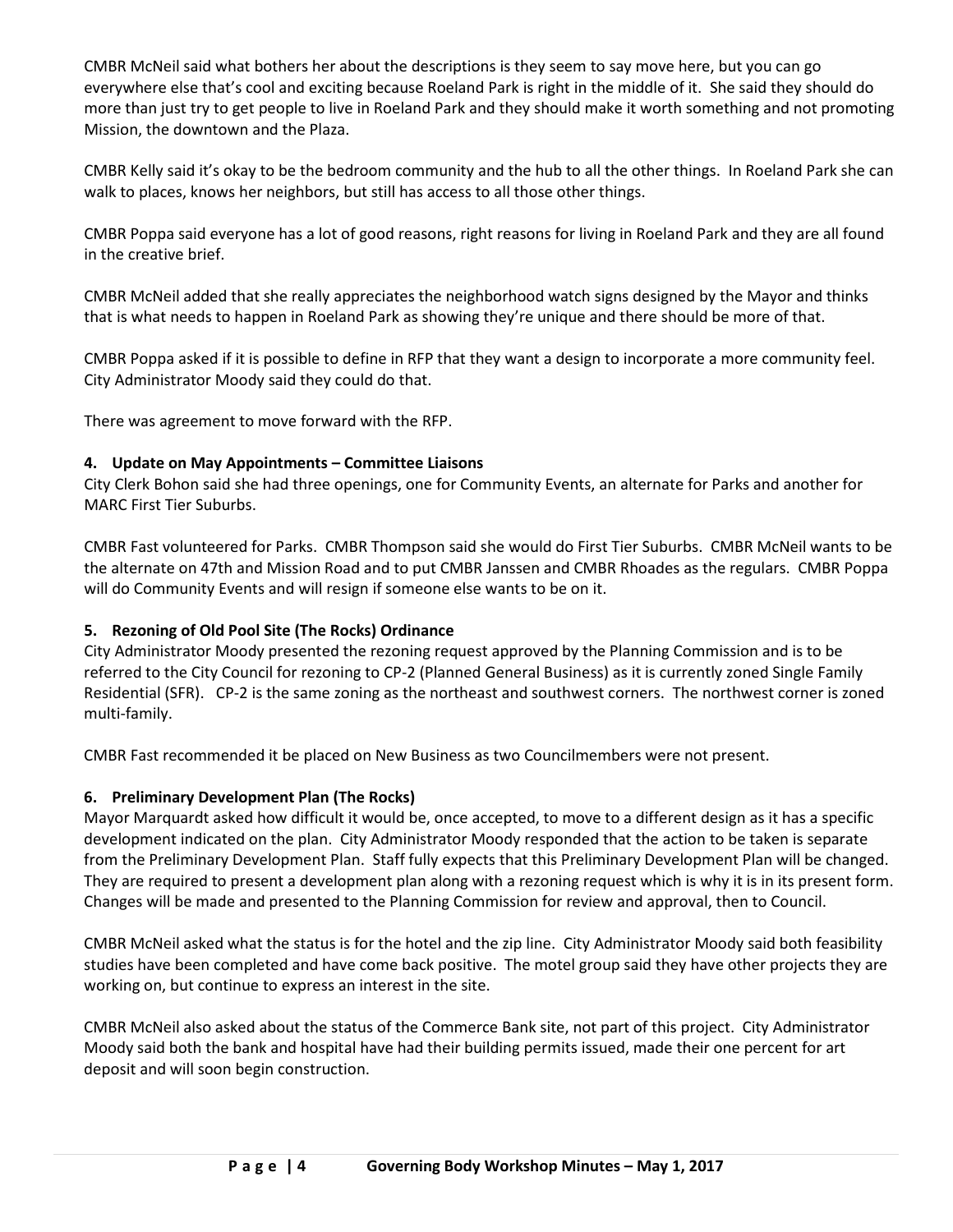CMBR McNeil said what bothers her about the descriptions is they seem to say move here, but you can go everywhere else that's cool and exciting because Roeland Park is right in the middle of it. She said they should do more than just try to get people to live in Roeland Park and they should make it worth something and not promoting Mission, the downtown and the Plaza.

CMBR Kelly said it's okay to be the bedroom community and the hub to all the other things. In Roeland Park she can walk to places, knows her neighbors, but still has access to all those other things.

CMBR Poppa said everyone has a lot of good reasons, right reasons for living in Roeland Park and they are all found in the creative brief.

CMBR McNeil added that she really appreciates the neighborhood watch signs designed by the Mayor and thinks that is what needs to happen in Roeland Park as showing they're unique and there should be more of that.

CMBR Poppa asked if it is possible to define in RFP that they want a design to incorporate a more community feel. City Administrator Moody said they could do that.

There was agreement to move forward with the RFP.

**4. Update on May Appointments – Committee Liaisons**

City Clerk Bohon said she had three openings, one for Community Events, an alternate for Parks and another for MARC First Tier Suburbs.

CMBR Fast volunteered for Parks. CMBR Thompson said she would do First Tier Suburbs. CMBR McNeil wants to be the alternate on 47th and Mission Road and to put CMBR Janssen and CMBR Rhoades as the regulars. CMBR Poppa will do Community Events and will resign if someone else wants to be on it.

**5. Rezoning of Old Pool Site (The Rocks) Ordinance**

City Administrator Moody presented the rezoning request approved by the Planning Commission and is to be referred to the City Council for rezoning to CP-2 (Planned General Business) as it is currently zoned Single Family Residential (SFR). CP-2 is the same zoning as the northeast and southwest corners. The northwest corner is zoned multi-family.

CMBR Fast recommended it be placed on New Business as two Councilmembers were not present.

**6. Preliminary Development Plan (The Rocks)**

Mayor Marquardt asked how difficult it would be, once accepted, to move to a different design as it has a specific development indicated on the plan. City Administrator Moody responded that the action to be taken is separate from the Preliminary Development Plan. Staff fully expects that this Preliminary Development Plan will be changed. They are required to present a development plan along with a rezoning request which is why it is in its present form. Changes will be made and presented to the Planning Commission for review and approval, then to Council.

CMBR McNeil asked what the status is for the hotel and the zip line. City Administrator Moody said both feasibility studies have been completed and have come back positive. The motel group said they have other projects they are working on, but continue to express an interest in the site.

CMBR McNeil also asked about the status of the Commerce Bank site, not part of this project. City Administrator Moody said both the bank and hospital have had their building permits issued, made their one percent for art deposit and will soon begin construction.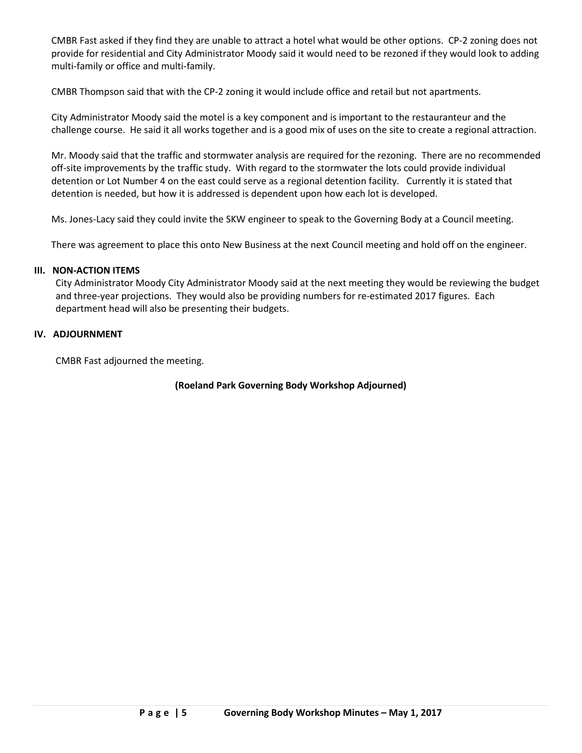CMBR Fast asked if they find they are unable to attract a hotel what would be other options. CP-2 zoning does not provide for residential and City Administrator Moody said it would need to be rezoned if they would look to adding multi-family or office and multi-family.

CMBR Thompson said that with the CP-2 zoning it would include office and retail but not apartments.

City Administrator Moody said the motel is a key component and is important to the restauranteur and the challenge course. He said it all works together and is a good mix of uses on the site to create a regional attraction.

Mr. Moody said that the traffic and stormwater analysis are required for the rezoning. There are no recommended off-site improvements by the traffic study. With regard to the stormwater the lots could provide individual detention or Lot Number 4 on the east could serve as a regional detention facility. Currently it is stated that detention is needed, but how it is addressed is dependent upon how each lot is developed.

Ms. Jones-Lacy said they could invite the SKW engineer to speak to the Governing Body at a Council meeting.

There was agreement to place this onto New Business at the next Council meeting and hold off on the engineer.

## III. NON-ACTION ITEMS

City Administrator Moody City Administrator Moody said at the next meeting they would be reviewing the budget and three-year projections. They would also be providing numbers for re-estimated 2017 figures. Each department head will also be presenting their budgets.

## IV. ADJOURNMENT

CMBR Fast adjourned the meeting.

**(Roeland Park Governing Body Workshop Adjourned)**